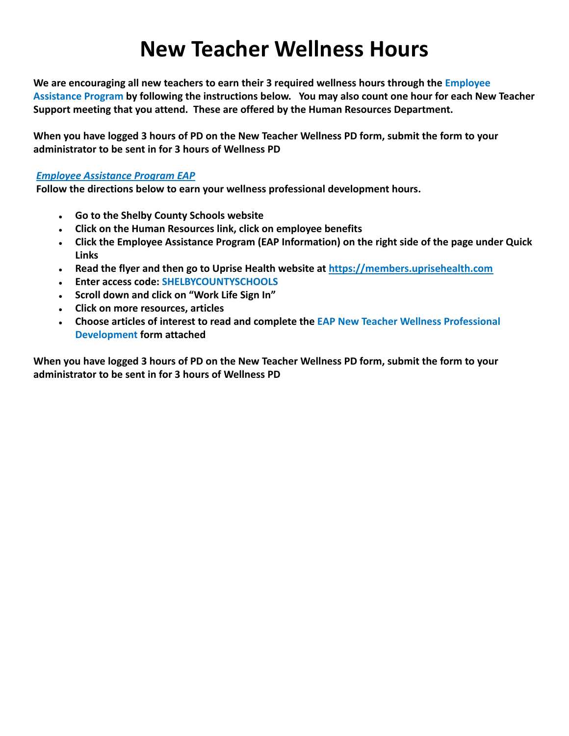# New Teacher Wellness Hours

**We are encouraging all new teachers to earn their 3 required wellness hours through the Employee Assistance Program by following the instructions below. You may also count one hour for each New Teacher Support meeting that you attend. These are offered by the Human Resources Department.**

**When you have logged 3 hours of PD on the New Teacher Wellness PD form, submit the form to your administrator to be sent in for 3 hours of Wellness PD**

***Employee Assistance Program EAP***

**Follow the directions below to earn your wellness professional development hours.**

- **Go to the Shelby County Schools website**
- **Click on the Human Resources link, click on employee benefits**
- **Click the Employee Assistance Program (EAP Information) on the right side of the page under Quick Links**
- **Read the flyer and then go to Uprise Health website at https://members.uprisehealth.com**
- **Enter access code: SHELBYCOUNTYSCHOOLS**
- **Scroll down and click on "Work Life Sign In"**
- **Click on more resources, articles**
- **Choose articles of interest to read and complete the EAP New Teacher Wellness Professional Development form attached**

**When you have logged 3 hours of PD on the New Teacher Wellness PD form, submit the form to your administrator to be sent in for 3 hours of Wellness PD**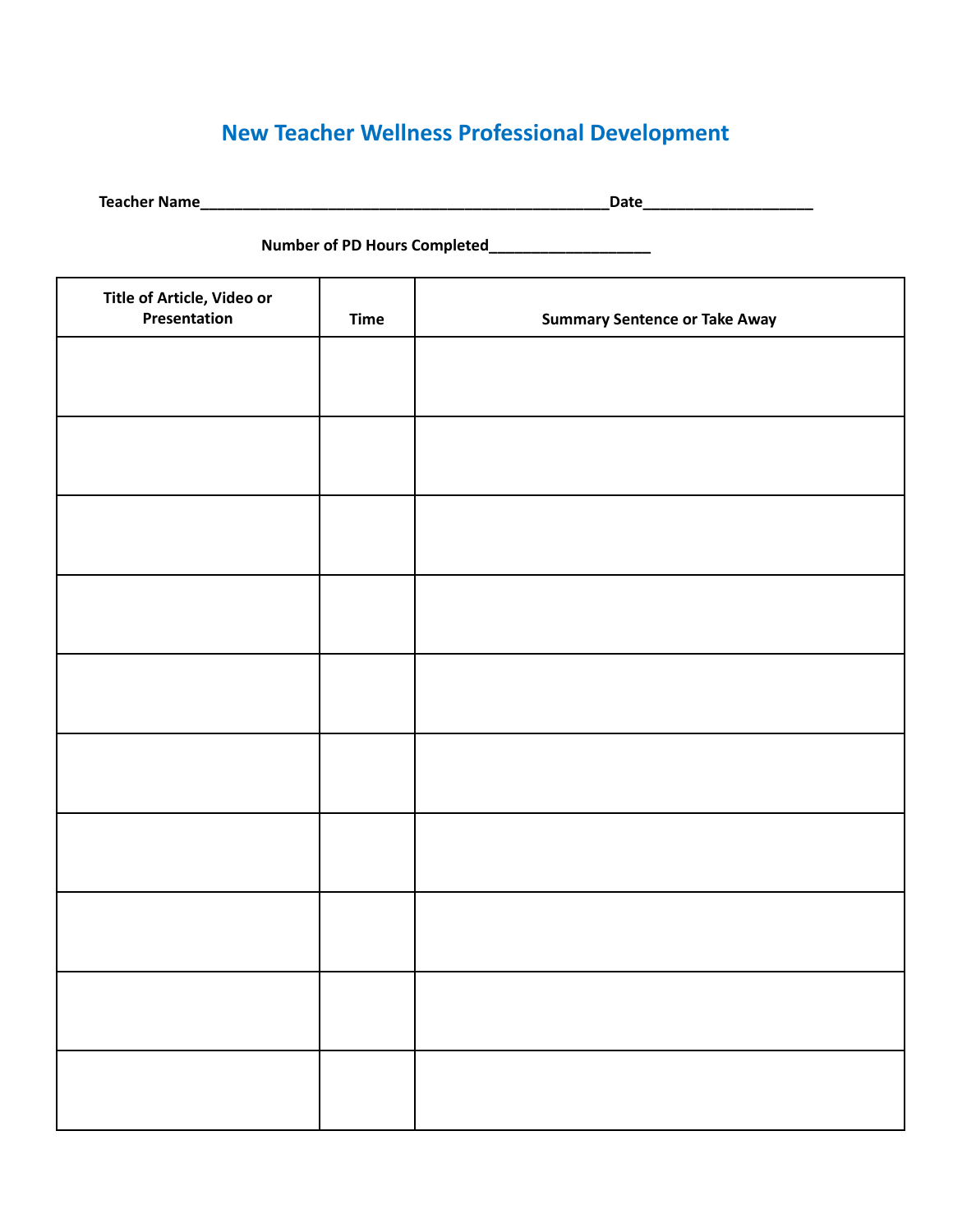# New Teacher Wellness Professional Development

**Teacher Name**\_\_\_\_\_\_\_\_\_\_\_\_\_\_\_\_\_\_\_\_\_\_\_\_\_\_\_\_\_\_\_\_\_\_\_\_\_\_\_\_\_\_\_\_\_\_\_\_**Date**\_\_\_\_\_\_\_\_\_\_\_\_\_\_\_\_\_\_\_\_

**Number of PD Hours Completed**\_\_\_\_\_\_\_\_\_\_\_\_\_\_\_\_\_\_\_

| Title of Article, Video or Presentation | Time | Summary Sentence or Take Away |
|---|---|---|
| | | |
| | | |
| | | |
| | | |
| | | |
| | | |
| | | |
| | | |
| | | |
| | | |